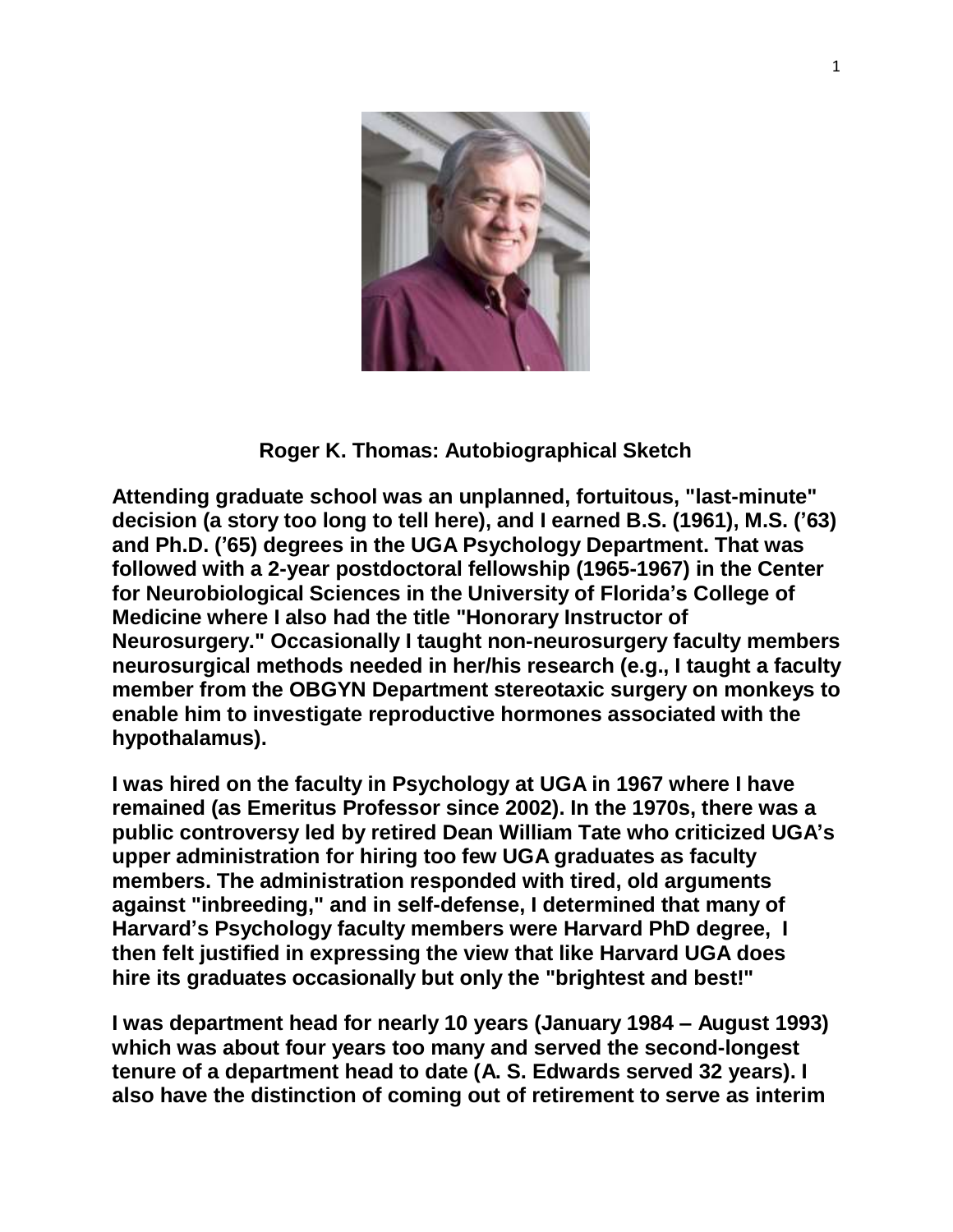# Roger K. Thomas: Autobiographical Sketch

**Attending graduate school was an unplanned, fortuitous, "last-minute" decision (a story too long to tell here), and I earned B.S. (1961), M.S. ('63) and Ph.D. ('65) degrees in the UGA Psychology Department. That was followed with a 2-year postdoctoral fellowship (1965-1967) in the Center for Neurobiological Sciences in the University of Florida's College of Medicine where I also had the title "Honorary Instructor of Neurosurgery." Occasionally I taught non-neurosurgery faculty members neurosurgical methods needed in her/his research (e.g., I taught a faculty member from the OBGYN Department stereotaxic surgery on monkeys to enable him to investigate reproductive hormones associated with the hypothalamus).**

**I was hired on the faculty in Psychology at UGA in 1967 where I have remained (as Emeritus Professor since 2002). In the 1970s, there was a public controversy led by retired Dean William Tate who criticized UGA's upper administration for hiring too few UGA graduates as faculty members. The administration responded with tired, old arguments against "inbreeding," and in self-defense, I determined that many of Harvard's Psychology faculty members were Harvard PhD degree, I then felt justified in expressing the view that like Harvard UGA does hire its graduates occasionally but only the "brightest and best!"**

**I was department head for nearly 10 years (January 1984 – August 1993) which was about four years too many and served the second-longest tenure of a department head to date (A. S. Edwards served 32 years). I also have the distinction of coming out of retirement to serve as interim**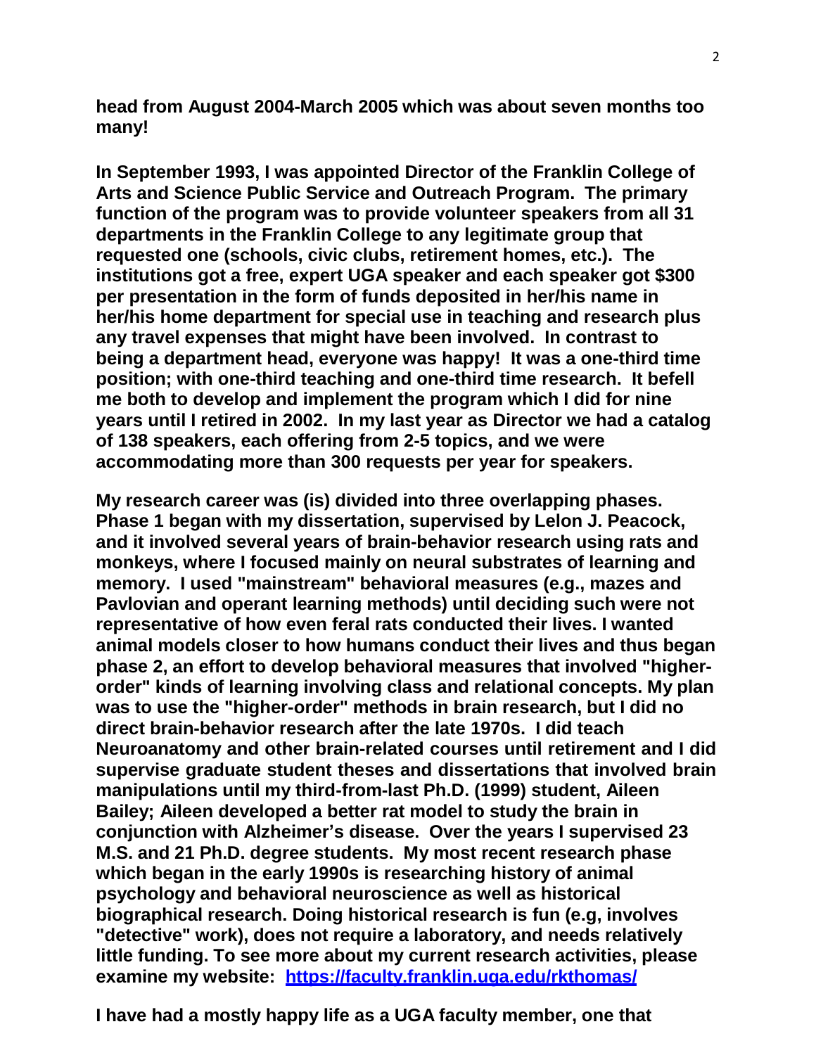**head from August 2004-March 2005 which was about seven months too many!**

**In September 1993, I was appointed Director of the Franklin College of Arts and Science Public Service and Outreach Program. The primary function of the program was to provide volunteer speakers from all 31 departments in the Franklin College to any legitimate group that requested one (schools, civic clubs, retirement homes, etc.). The institutions got a free, expert UGA speaker and each speaker got $300 per presentation in the form of funds deposited in her/his name in her/his home department for special use in teaching and research plus any travel expenses that might have been involved. In contrast to being a department head, everyone was happy! It was a one-third time position; with one-third teaching and one-third time research. It befell me both to develop and implement the program which I did for nine years until I retired in 2002. In my last year as Director we had a catalog of 138 speakers, each offering from 2-5 topics, and we were accommodating more than 300 requests per year for speakers.**

**My research career was (is) divided into three overlapping phases. Phase 1 began with my dissertation, supervised by Lelon J. Peacock, and it involved several years of brain-behavior research using rats and monkeys, where I focused mainly on neural substrates of learning and memory. I used "mainstream" behavioral measures (e.g., mazes and Pavlovian and operant learning methods) until deciding such were not representative of how even feral rats conducted their lives. I wanted animal models closer to how humans conduct their lives and thus began phase 2, an effort to develop behavioral measures that involved "higher-order" kinds of learning involving class and relational concepts. My plan was to use the "higher-order" methods in brain research, but I did no direct brain-behavior research after the late 1970s. I did teach Neuroanatomy and other brain-related courses until retirement and I did supervise graduate student theses and dissertations that involved brain manipulations until my third-from-last Ph.D. (1999) student, Aileen Bailey; Aileen developed a better rat model to study the brain in conjunction with Alzheimer's disease. Over the years I supervised 23 M.S. and 21 Ph.D. degree students. My most recent research phase which began in the early 1990s is researching history of animal psychology and behavioral neuroscience as well as historical biographical research. Doing historical research is fun (e.g, involves "detective" work), does not require a laboratory, and needs relatively little funding. To see more about my current research activities, please examine my website: [https://faculty.franklin.uga.edu/rkthomas/](https://faculty.franklin.uga.edu/rkthomas/)**

**I have had a mostly happy life as a UGA faculty member, one that**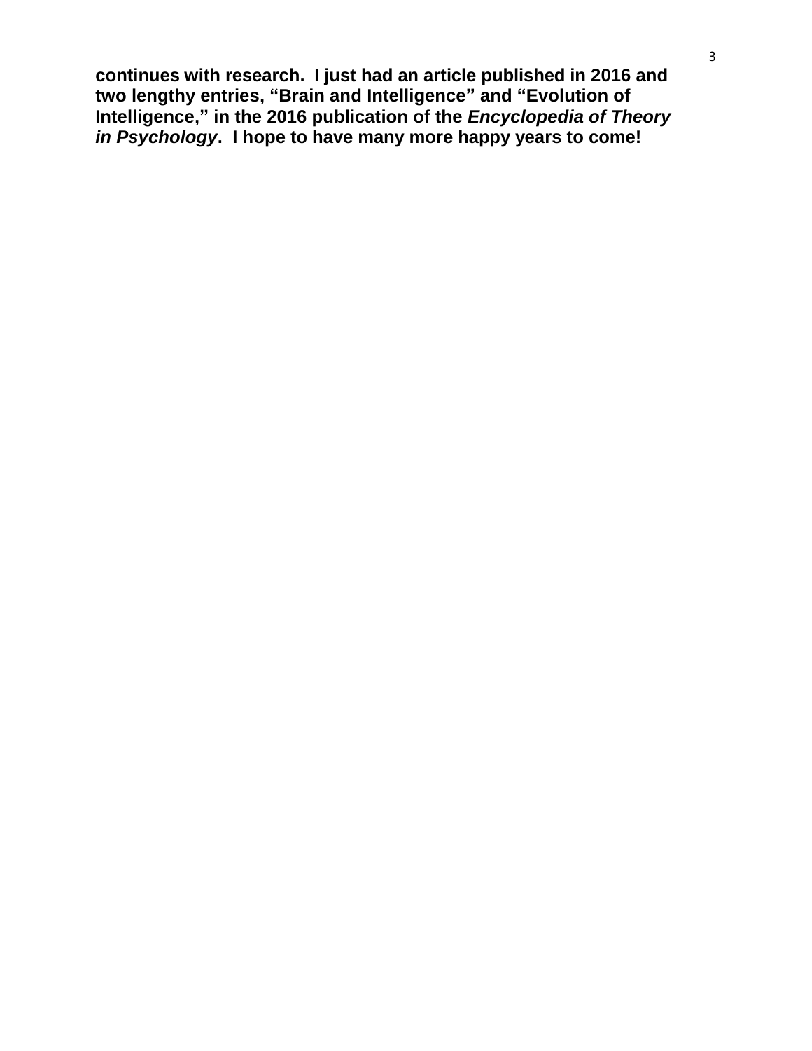**continues with research. I just had an article published in 2016 and two lengthy entries, "Brain and Intelligence" and "Evolution of Intelligence," in the 2016 publication of the *Encyclopedia of Theory in Psychology*. I hope to have many more happy years to come!**